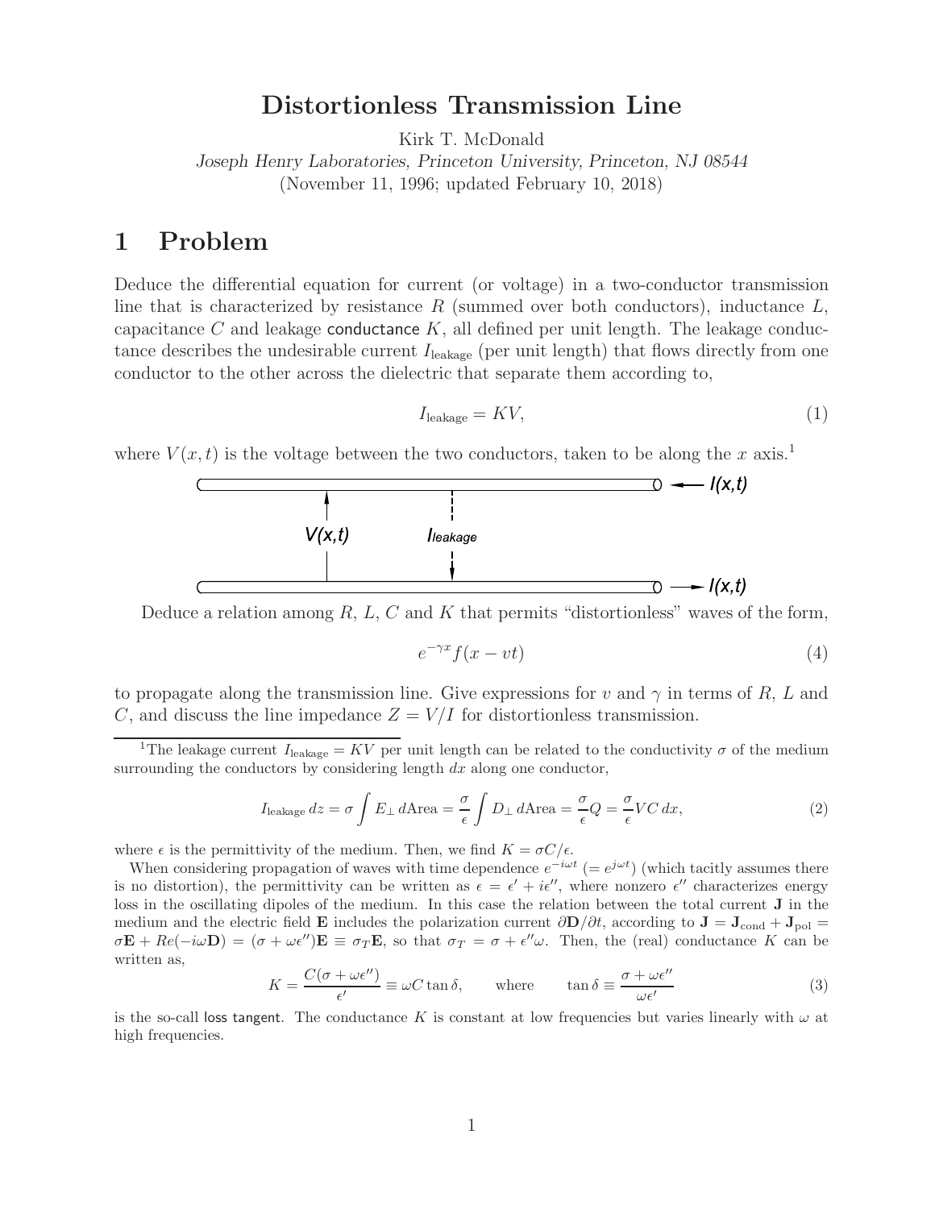# Distortionless Transmission Line

Kirk T. McDonald

*Joseph Henry Laboratories, Princeton University, Princeton, NJ 08544*

(November 11, 1996; updated February 10, 2018)

## 1 Problem

Deduce the differential equation for current (or voltage) in a two-conductor transmission line that is characterized by resistance $R$ (summed over both conductors), inductance $L$, capacitance $C$ and leakage conductance $K$, all defined per unit length. The leakage conductance describes the undesirable current $I_{\text{leakage}}$ (per unit length) that flows directly from one conductor to the other across the dielectric that separate them according to,

$$I_{\text{leakage}} = KV, \tag{1}$$

where $V(x,t)$ is the voltage between the two conductors, taken to be along the $x$ axis.[1]

Deduce a relation among $R$, $L$, $C$ and $K$ that permits "distortionless" waves of the form,

$$e^{-\gamma x} f(x - vt) \tag{4}$$

to propagate along the transmission line. Give expressions for $v$ and $\gamma$ in terms of $R$, $L$ and $C$, and discuss the line impedance $Z = V/I$ for distortionless transmission.

---

[1]The leakage current $I_{\text{leakage}} = KV$ per unit length can be related to the conductivity $\sigma$ of the medium surrounding the conductors by considering length $dx$ along one conductor,

$$I_{\text{leakage}}\, dz = \sigma \int E_\perp \, d\text{Area} = \frac{\sigma}{\epsilon} \int D_\perp \, d\text{Area} = \frac{\sigma}{\epsilon} Q = \frac{\sigma}{\epsilon} VC\, dx, \tag{2}$$

where $\epsilon$ is the permittivity of the medium. Then, we find $K = \sigma C/\epsilon$.

When considering propagation of waves with time dependence $e^{-i\omega t}$ $(= e^{j\omega t})$ (which tacitly assumes there is no distortion), the permittivity can be written as $\epsilon = \epsilon' + i\epsilon''$, where nonzero $\epsilon''$ characterizes energy loss in the oscillating dipoles of the medium. In this case the relation between the total current $\mathbf{J}$ in the medium and the electric field $\mathbf{E}$ includes the polarization current $\partial \mathbf{D}/\partial t$, according to $\mathbf{J} = \mathbf{J}_{\text{cond}} + \mathbf{J}_{\text{pol}} = \sigma \mathbf{E} + Re(-i\omega \mathbf{D}) = (\sigma + \omega\epsilon'')\mathbf{E} \equiv \sigma_T \mathbf{E}$, so that $\sigma_T = \sigma + \epsilon''\omega$. Then, the (real) conductance $K$ can be written as,

$$K = \frac{C(\sigma + \omega\epsilon'')}{\epsilon'} \equiv \omega C \tan\delta, \qquad \text{where} \qquad \tan\delta \equiv \frac{\sigma + \omega\epsilon''}{\omega\epsilon'} \tag{3}$$

is the so-call loss tangent. The conductance $K$ is constant at low frequencies but varies linearly with $\omega$ at high frequencies.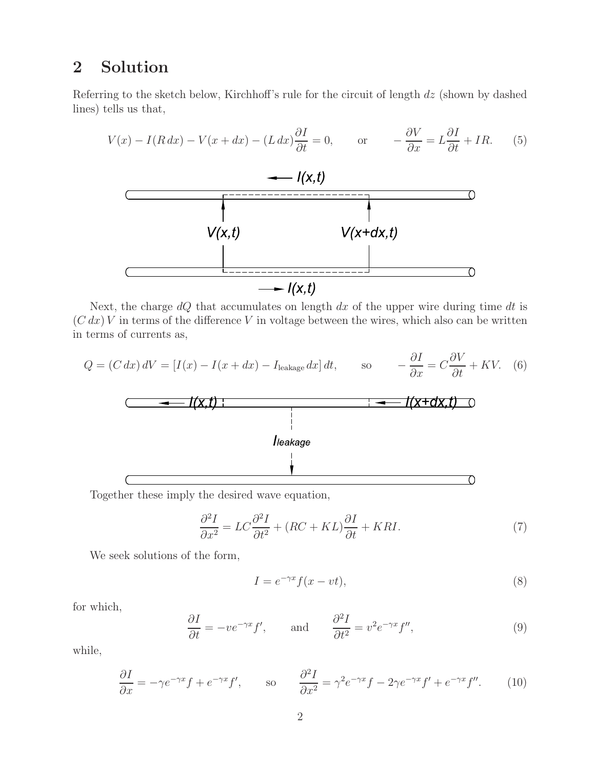## 2 Solution

Referring to the sketch below, Kirchhoff's rule for the circuit of length $dz$ (shown by dashed lines) tells us that,

$$V(x) - I(R\,dx) - V(x+dx) - (L\,dx)\frac{\partial I}{\partial t} = 0, \qquad \text{or} \qquad -\frac{\partial V}{\partial x} = L\frac{\partial I}{\partial t} + IR. \tag{5}$$

Next, the charge $dQ$ that accumulates on length $dx$ of the upper wire during time $dt$ is $(C\,dx)\,V$ in terms of the difference $V$ in voltage between the wires, which also can be written in terms of currents as,

$$Q = (C\,dx)\,dV = [I(x) - I(x+dx) - I_{\rm leakage}\,dx]\,dt, \qquad \text{so} \qquad -\frac{\partial I}{\partial x} = C\frac{\partial V}{\partial t} + KV. \tag{6}$$

Together these imply the desired wave equation,

$$\frac{\partial^2 I}{\partial x^2} = LC\frac{\partial^2 I}{\partial t^2} + (RC + KL)\frac{\partial I}{\partial t} + KRI. \tag{7}$$

We seek solutions of the form,

$$I = e^{-\gamma x} f(x - vt), \tag{8}$$

for which,

$$\frac{\partial I}{\partial t} = -ve^{-\gamma x} f', \qquad \text{and} \qquad \frac{\partial^2 I}{\partial t^2} = v^2 e^{-\gamma x} f'', \tag{9}$$

while,

$$\frac{\partial I}{\partial x} = -\gamma e^{-\gamma x} f + e^{-\gamma x} f', \qquad \text{so} \qquad \frac{\partial^2 I}{\partial x^2} = \gamma^2 e^{-\gamma x} f - 2\gamma e^{-\gamma x} f' + e^{-\gamma x} f''. \tag{10}$$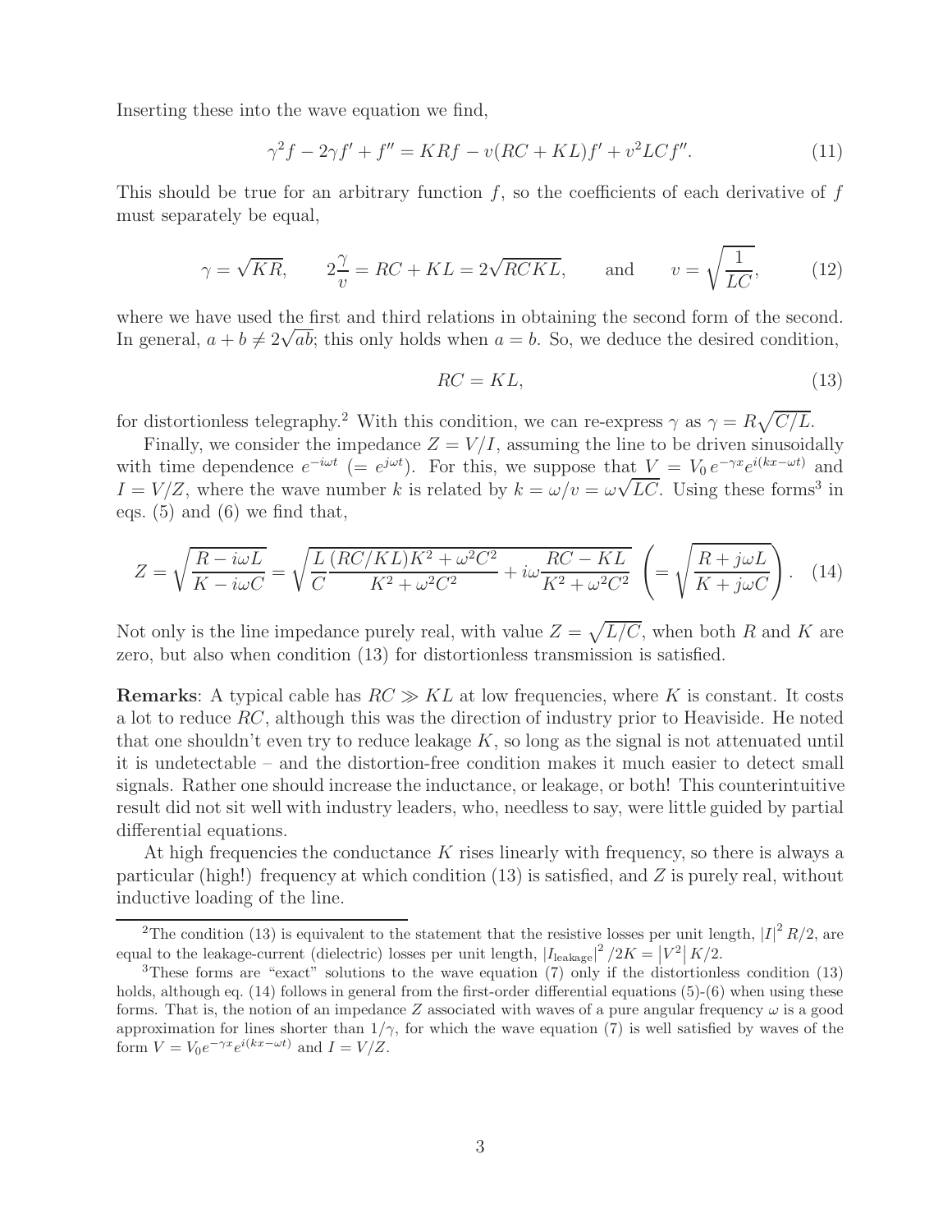Inserting these into the wave equation we find,

$$\gamma^2 f - 2\gamma f' + f'' = KRf - v(RC + KL)f' + v^2 LCf''. \tag{11}$$

This should be true for an arbitrary function $f$, so the coefficients of each derivative of $f$ must separately be equal,

$$\gamma = \sqrt{KR}, \qquad 2\frac{\gamma}{v} = RC + KL = 2\sqrt{RCKL}, \qquad \text{and} \qquad v = \sqrt{\frac{1}{LC}}, \tag{12}$$

where we have used the first and third relations in obtaining the second form of the second. In general, $a + b \neq 2\sqrt{ab}$; this only holds when $a = b$. So, we deduce the desired condition,

$$RC = KL, \tag{13}$$

for distortionless telegraphy.[2] With this condition, we can re-express $\gamma$ as $\gamma = R\sqrt{C/L}$.

Finally, we consider the impedance $Z = V/I$, assuming the line to be driven sinusoidally with time dependence $e^{-i\omega t}$ $(= e^{j\omega t})$. For this, we suppose that $V = V_0\, e^{-\gamma x} e^{i(kx-\omega t)}$ and $I = V/Z$, where the wave number $k$ is related by $k = \omega/v = \omega\sqrt{LC}$. Using these forms[3] in eqs. (5) and (6) we find that,

$$Z = \sqrt{\frac{R - i\omega L}{K - i\omega C}} = \sqrt{\frac{L}{C}\frac{(RC/KL)K^2 + \omega^2 C^2}{K^2 + \omega^2 C^2} + i\omega\frac{RC - KL}{K^2 + \omega^2 C^2}} \; \left( = \sqrt{\frac{R + j\omega L}{K + j\omega C}} \right). \tag{14}$$

Not only is the line impedance purely real, with value $Z = \sqrt{L/C}$, when both $R$ and $K$ are zero, but also when condition (13) for distortionless transmission is satisfied.

**Remarks**: A typical cable has $RC \gg KL$ at low frequencies, where $K$ is constant. It costs a lot to reduce $RC$, although this was the direction of industry prior to Heaviside. He noted that one shouldn't even try to reduce leakage $K$, so long as the signal is not attenuated until it is undetectable – and the distortion-free condition makes it much easier to detect small signals. Rather one should increase the inductance, or leakage, or both! This counterintuitive result did not sit well with industry leaders, who, needless to say, were little guided by partial differential equations.

At high frequencies the conductance $K$ rises linearly with frequency, so there is always a particular (high!) frequency at which condition (13) is satisfied, and $Z$ is purely real, without inductive loading of the line.

---

[2] The condition (13) is equivalent to the statement that the resistive losses per unit length, $|I|^2 R/2$, are equal to the leakage-current (dielectric) losses per unit length, $|I_{\rm leakage}|^2/2K = |V^2|\,K/2$.

[3] These forms are "exact" solutions to the wave equation (7) only if the distortionless condition (13) holds, although eq. (14) follows in general from the first-order differential equations (5)-(6) when using these forms. That is, the notion of an impedance $Z$ associated with waves of a pure angular frequency $\omega$ is a good approximation for lines shorter than $1/\gamma$, for which the wave equation (7) is well satisfied by waves of the form $V = V_0 e^{-\gamma x} e^{i(kx-\omega t)}$ and $I = V/Z$.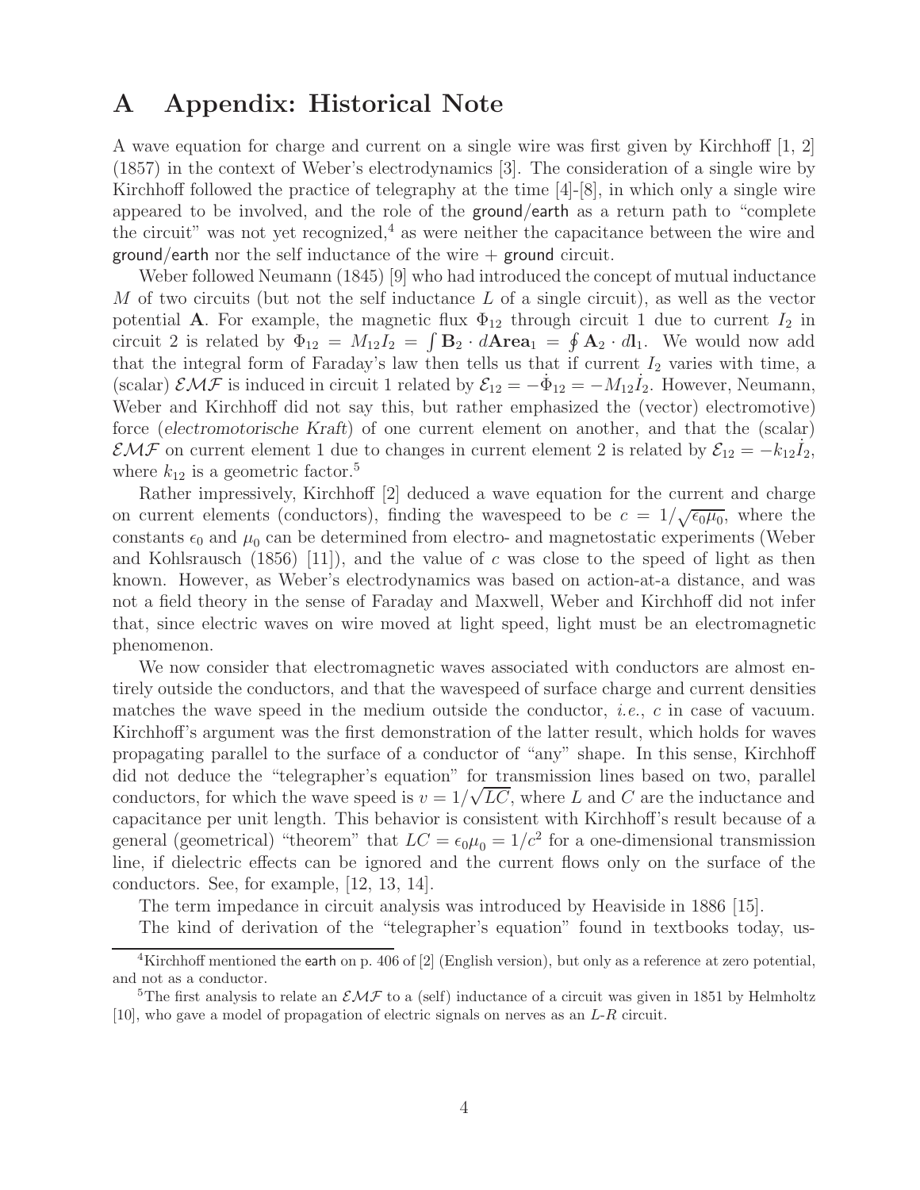# A Appendix: Historical Note

A wave equation for charge and current on a single wire was first given by Kirchhoff [1, 2] (1857) in the context of Weber's electrodynamics [3]. The consideration of a single wire by Kirchhoff followed the practice of telegraphy at the time [4]-[8], in which only a single wire appeared to be involved, and the role of the ground/earth as a return path to "complete the circuit" was not yet recognized,[4] as were neither the capacitance between the wire and ground/earth nor the self inductance of the wire + ground circuit.

Weber followed Neumann (1845) [9] who had introduced the concept of mutual inductance $M$ of two circuits (but not the self inductance $L$ of a single circuit), as well as the vector potential $\mathbf{A}$. For example, the magnetic flux $\Phi_{12}$ through circuit 1 due to current $I_2$ in circuit 2 is related by $\Phi_{12} = M_{12} I_2 = \int \mathbf{B}_2 \cdot d\mathbf{Area}_1 = \oint \mathbf{A}_2 \cdot d\mathbf{l}_1$. We would now add that the integral form of Faraday's law then tells us that if current $I_2$ varies with time, a (scalar) $\mathcal{EMF}$ is induced in circuit 1 related by $\mathcal{E}_{12} = -\dot{\Phi}_{12} = -M_{12}\dot{I}_2$. However, Neumann, Weber and Kirchhoff did not say this, but rather emphasized the (vector) electromotive) force (*electromotorische Kraft*) of one current element on another, and that the (scalar) $\mathcal{EMF}$ on current element 1 due to changes in current element 2 is related by $\mathcal{E}_{12} = -k_{12}\dot{I}_2$, where $k_{12}$ is a geometric factor.[5]

Rather impressively, Kirchhoff [2] deduced a wave equation for the current and charge on current elements (conductors), finding the wavespeed to be $c = 1/\sqrt{\epsilon_0\mu_0}$, where the constants $\epsilon_0$ and $\mu_0$ can be determined from electro- and magnetostatic experiments (Weber and Kohlsrausch (1856) [11]), and the value of $c$ was close to the speed of light as then known. However, as Weber's electrodynamics was based on action-at-a distance, and was not a field theory in the sense of Faraday and Maxwell, Weber and Kirchhoff did not infer that, since electric waves on wire moved at light speed, light must be an electromagnetic phenomenon.

We now consider that electromagnetic waves associated with conductors are almost entirely outside the conductors, and that the wavespeed of surface charge and current densities matches the wave speed in the medium outside the conductor, *i.e.*, $c$ in case of vacuum. Kirchhoff's argument was the first demonstration of the latter result, which holds for waves propagating parallel to the surface of a conductor of "any" shape. In this sense, Kirchhoff did not deduce the "telegrapher's equation" for transmission lines based on two, parallel conductors, for which the wave speed is $v = 1/\sqrt{LC}$, where $L$ and $C$ are the inductance and capacitance per unit length. This behavior is consistent with Kirchhoff's result because of a general (geometrical) "theorem" that $LC = \epsilon_0\mu_0 = 1/c^2$ for a one-dimensional transmission line, if dielectric effects can be ignored and the current flows only on the surface of the conductors. See, for example, [12, 13, 14].

The term impedance in circuit analysis was introduced by Heaviside in 1886 [15].

The kind of derivation of the "telegrapher's equation" found in textbooks today, us-

[4] Kirchhoff mentioned the earth on p. 406 of [2] (English version), but only as a reference at zero potential, and not as a conductor.

[5] The first analysis to relate an $\mathcal{EMF}$ to a (self) inductance of a circuit was given in 1851 by Helmholtz [10], who gave a model of propagation of electric signals on nerves as an $L$-$R$ circuit.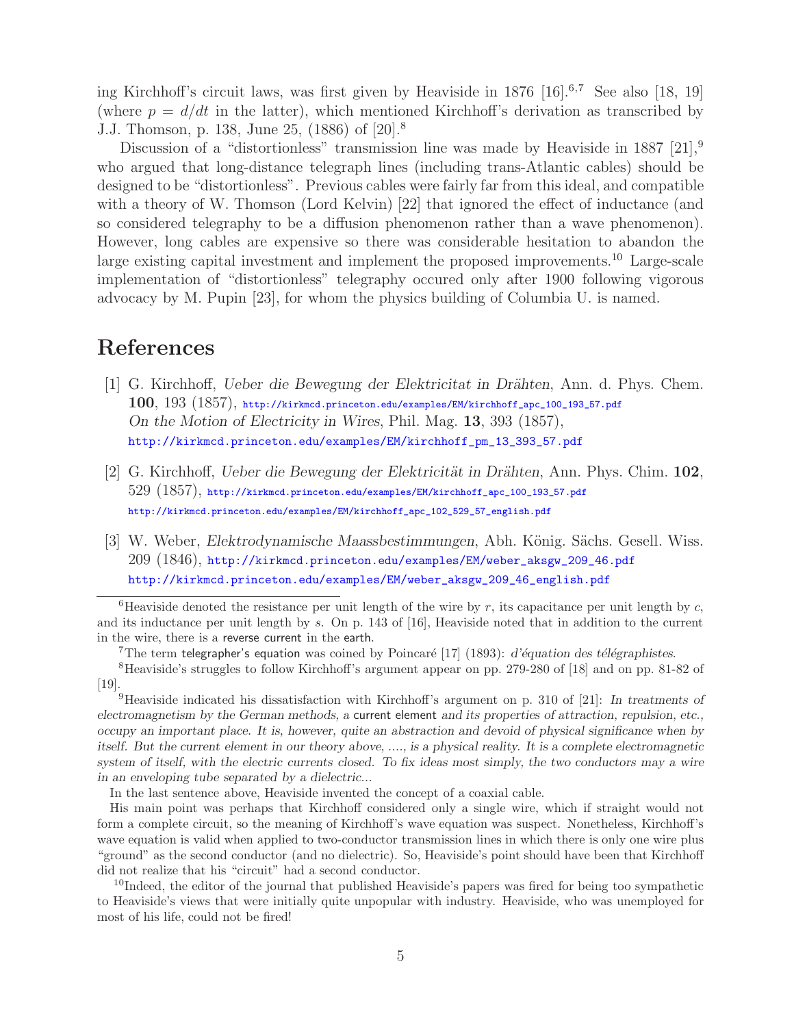ing Kirchhoff's circuit laws, was first given by Heaviside in 1876 [16].[6,7] See also [18, 19] (where $p = d/dt$ in the latter), which mentioned Kirchhoff's derivation as transcribed by J.J. Thomson, p. 138, June 25, (1886) of [20].[8]

Discussion of a "distortionless" transmission line was made by Heaviside in 1887 [21],[9] who argued that long-distance telegraph lines (including trans-Atlantic cables) should be designed to be "distortionless". Previous cables were fairly far from this ideal, and compatible with a theory of W. Thomson (Lord Kelvin) [22] that ignored the effect of inductance (and so considered telegraphy to be a diffusion phenomenon rather than a wave phenomenon). However, long cables are expensive so there was considerable hesitation to abandon the large existing capital investment and implement the proposed improvements.[10] Large-scale implementation of "distortionless" telegraphy occured only after 1900 following vigorous advocacy by M. Pupin [23], for whom the physics building of Columbia U. is named.

## References

[1] G. Kirchhoff, *Ueber die Bewegung der Elektricitat in Drähten*, Ann. d. Phys. Chem. **100**, 193 (1857), http://kirkmcd.princeton.edu/examples/EM/kirchhoff_apc_100_193_57.pdf
*On the Motion of Electricity in Wires*, Phil. Mag. **13**, 393 (1857), http://kirkmcd.princeton.edu/examples/EM/kirchhoff_pm_13_393_57.pdf

[2] G. Kirchhoff, *Ueber die Bewegung der Elektricität in Drähten*, Ann. Phys. Chim. **102**, 529 (1857), http://kirkmcd.princeton.edu/examples/EM/kirchhoff_apc_100_193_57.pdf
http://kirkmcd.princeton.edu/examples/EM/kirchhoff_apc_102_529_57_english.pdf

[3] W. Weber, *Elektrodynamische Maassbestimmungen*, Abh. König. Sächs. Gesell. Wiss. 209 (1846), http://kirkmcd.princeton.edu/examples/EM/weber_aksgw_209_46.pdf
http://kirkmcd.princeton.edu/examples/EM/weber_aksgw_209_46_english.pdf

---

[6] Heaviside denoted the resistance per unit length of the wire by $r$, its capacitance per unit length by $c$, and its inductance per unit length by $s$. On p. 143 of [16], Heaviside noted that in addition to the current in the wire, there is a reverse current in the earth.

[7] The term telegrapher's equation was coined by Poincaré [17] (1893): *d'équation des télégraphistes*.

[8] Heaviside's struggles to follow Kirchhoff's argument appear on pp. 279-280 of [18] and on pp. 81-82 of [19].

[9] Heaviside indicated his dissatisfaction with Kirchhoff's argument on p. 310 of [21]: *In treatments of electromagnetism by the German methods, a* current element *and its properties of attraction, repulsion, etc., occupy an important place. It is, however, quite an abstraction and devoid of physical significance when by itself. But the current element in our theory above, ...., is a physical reality. It is a complete electromagnetic system of itself, with the electric currents closed. To fix ideas most simply, the two conductors may a wire in an enveloping tube separated by a dielectric...*

In the last sentence above, Heaviside invented the concept of a coaxial cable.

His main point was perhaps that Kirchhoff considered only a single wire, which if straight would not form a complete circuit, so the meaning of Kirchhoff's wave equation was suspect. Nonetheless, Kirchhoff's wave equation is valid when applied to two-conductor transmission lines in which there is only one wire plus "ground" as the second conductor (and no dielectric). So, Heaviside's point should have been that Kirchhoff did not realize that his "circuit" had a second conductor.

[10] Indeed, the editor of the journal that published Heaviside's papers was fired for being too sympathetic to Heaviside's views that were initially quite unpopular with industry. Heaviside, who was unemployed for most of his life, could not be fired!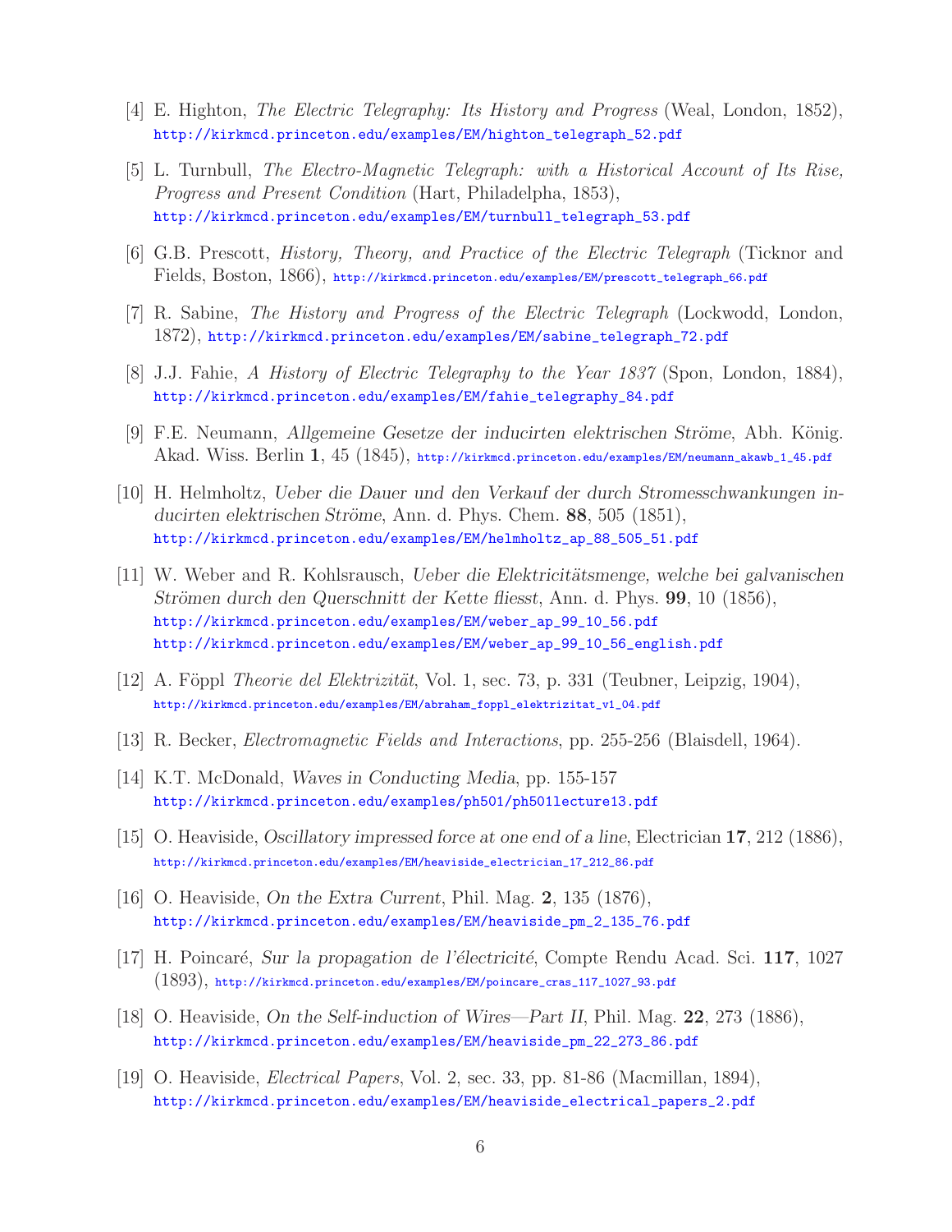[4] E. Highton, *The Electric Telegraphy: Its History and Progress* (Weal, London, 1852), http://kirkmcd.princeton.edu/examples/EM/highton_telegraph_52.pdf

[5] L. Turnbull, *The Electro-Magnetic Telegraph: with a Historical Account of Its Rise, Progress and Present Condition* (Hart, Philadelpha, 1853), http://kirkmcd.princeton.edu/examples/EM/turnbull_telegraph_53.pdf

[6] G.B. Prescott, *History, Theory, and Practice of the Electric Telegraph* (Ticknor and Fields, Boston, 1866), http://kirkmcd.princeton.edu/examples/EM/prescott_telegraph_66.pdf

[7] R. Sabine, *The History and Progress of the Electric Telegraph* (Lockwodd, London, 1872), http://kirkmcd.princeton.edu/examples/EM/sabine_telegraph_72.pdf

[8] J.J. Fahie, *A History of Electric Telegraphy to the Year 1837* (Spon, London, 1884), http://kirkmcd.princeton.edu/examples/EM/fahie_telegraphy_84.pdf

[9] F.E. Neumann, *Allgemeine Gesetze der inducirten elektrischen Ströme*, Abh. König. Akad. Wiss. Berlin **1**, 45 (1845), http://kirkmcd.princeton.edu/examples/EM/neumann_akawb_1_45.pdf

[10] H. Helmholtz, *Ueber die Dauer und den Verkauf der durch Stromesschwankungen inducirten elektrischen Ströme*, Ann. d. Phys. Chem. **88**, 505 (1851), http://kirkmcd.princeton.edu/examples/EM/helmholtz_ap_88_505_51.pdf

[11] W. Weber and R. Kohlsrausch, *Ueber die Elektricitätsmenge, welche bei galvanischen Strömen durch den Querschnitt der Kette fliesst*, Ann. d. Phys. **99**, 10 (1856), http://kirkmcd.princeton.edu/examples/EM/weber_ap_99_10_56.pdf http://kirkmcd.princeton.edu/examples/EM/weber_ap_99_10_56_english.pdf

[12] A. Föppl *Theorie del Elektrizität*, Vol. 1, sec. 73, p. 331 (Teubner, Leipzig, 1904), http://kirkmcd.princeton.edu/examples/EM/abraham_foppl_elektrizitat_v1_04.pdf

[13] R. Becker, *Electromagnetic Fields and Interactions*, pp. 255-256 (Blaisdell, 1964).

[14] K.T. McDonald, *Waves in Conducting Media*, pp. 155-157 http://kirkmcd.princeton.edu/examples/ph501/ph501lecture13.pdf

[15] O. Heaviside, *Oscillatory impressed force at one end of a line*, Electrician **17**, 212 (1886), http://kirkmcd.princeton.edu/examples/EM/heaviside_electrician_17_212_86.pdf

[16] O. Heaviside, *On the Extra Current*, Phil. Mag. **2**, 135 (1876), http://kirkmcd.princeton.edu/examples/EM/heaviside_pm_2_135_76.pdf

[17] H. Poincaré, *Sur la propagation de l'électricité*, Compte Rendu Acad. Sci. **117**, 1027 (1893), http://kirkmcd.princeton.edu/examples/EM/poincare_cras_117_1027_93.pdf

[18] O. Heaviside, *On the Self-induction of Wires—Part II*, Phil. Mag. **22**, 273 (1886), http://kirkmcd.princeton.edu/examples/EM/heaviside_pm_22_273_86.pdf

[19] O. Heaviside, *Electrical Papers*, Vol. 2, sec. 33, pp. 81-86 (Macmillan, 1894), http://kirkmcd.princeton.edu/examples/EM/heaviside_electrical_papers_2.pdf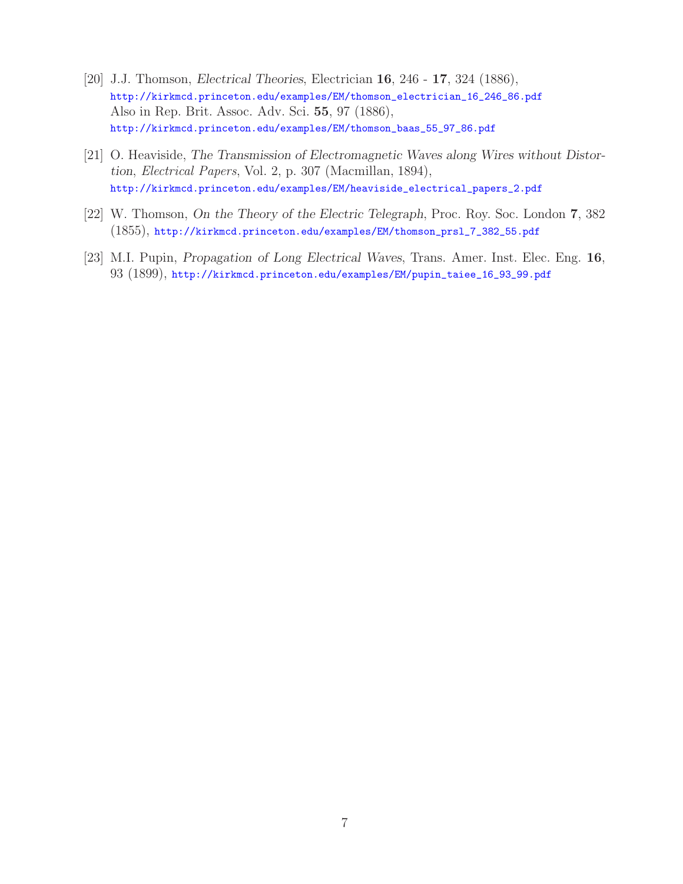[20] J.J. Thomson, *Electrical Theories*, Electrician **16**, 246 - **17**, 324 (1886),
http://kirkmcd.princeton.edu/examples/EM/thomson_electrician_16_246_86.pdf
Also in Rep. Brit. Assoc. Adv. Sci. **55**, 97 (1886),
http://kirkmcd.princeton.edu/examples/EM/thomson_baas_55_97_86.pdf

[21] O. Heaviside, *The Transmission of Electromagnetic Waves along Wires without Distortion*, *Electrical Papers*, Vol. 2, p. 307 (Macmillan, 1894),
http://kirkmcd.princeton.edu/examples/EM/heaviside_electrical_papers_2.pdf

[22] W. Thomson, *On the Theory of the Electric Telegraph*, Proc. Roy. Soc. London **7**, 382 (1855), http://kirkmcd.princeton.edu/examples/EM/thomson_prsl_7_382_55.pdf

[23] M.I. Pupin, *Propagation of Long Electrical Waves*, Trans. Amer. Inst. Elec. Eng. **16**, 93 (1899), http://kirkmcd.princeton.edu/examples/EM/pupin_taiee_16_93_99.pdf